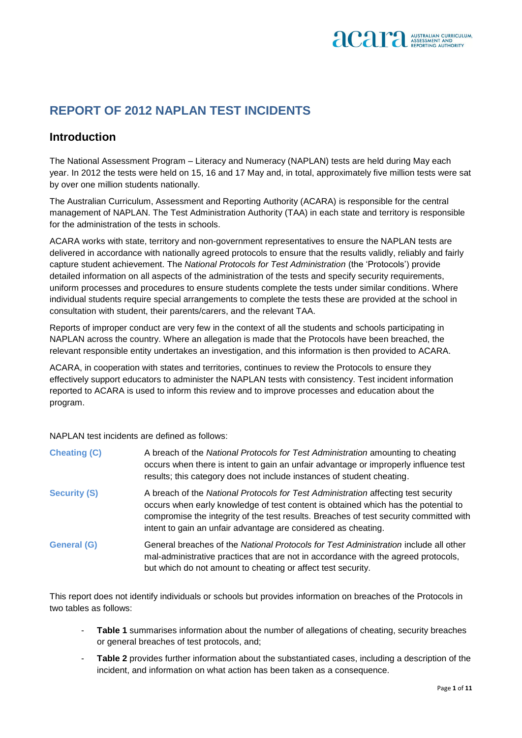# REPORT OF 2012 NAPLAN TEST INCIDENTS

## Introduction

The National Assessment Program – Literacy and Numeracy (NAPLAN) tests are held during May each year. In 2012 the tests were held on 15, 16 and 17 May and, in total, approximately five million tests were sat by over one million students nationally.

The Australian Curriculum, Assessment and Reporting Authority (ACARA) is responsible for the central management of NAPLAN. The Test Administration Authority (TAA) in each state and territory is responsible for the administration of the tests in schools.

ACARA works with state, territory and non-government representatives to ensure the NAPLAN tests are delivered in accordance with nationally agreed protocols to ensure that the results validly, reliably and fairly capture student achievement. The *National Protocols for Test Administration* (the 'Protocols') provide detailed information on all aspects of the administration of the tests and specify security requirements, uniform processes and procedures to ensure students complete the tests under similar conditions. Where individual students require special arrangements to complete the tests these are provided at the school in consultation with student, their parents/carers, and the relevant TAA.

Reports of improper conduct are very few in the context of all the students and schools participating in NAPLAN across the country. Where an allegation is made that the Protocols have been breached, the relevant responsible entity undertakes an investigation, and this information is then provided to ACARA.

ACARA, in cooperation with states and territories, continues to review the Protocols to ensure they effectively support educators to administer the NAPLAN tests with consistency. Test incident information reported to ACARA is used to inform this review and to improve processes and education about the program.

NAPLAN test incidents are defined as follows:

**Cheating (C)** — A breach of the *National Protocols for Test Administration* amounting to cheating occurs when there is intent to gain an unfair advantage or improperly influence test results; this category does not include instances of student cheating.

**Security (S)** — A breach of the *National Protocols for Test Administration* affecting test security occurs when early knowledge of test content is obtained which has the potential to compromise the integrity of the test results. Breaches of test security committed with intent to gain an unfair advantage are considered as cheating.

**General (G)** — General breaches of the *National Protocols for Test Administration* include all other mal-administrative practices that are not in accordance with the agreed protocols, but which do not amount to cheating or affect test security.

This report does not identify individuals or schools but provides information on breaches of the Protocols in two tables as follows:

- **Table 1** summarises information about the number of allegations of cheating, security breaches or general breaches of test protocols, and;
- **Table 2** provides further information about the substantiated cases, including a description of the incident, and information on what action has been taken as a consequence.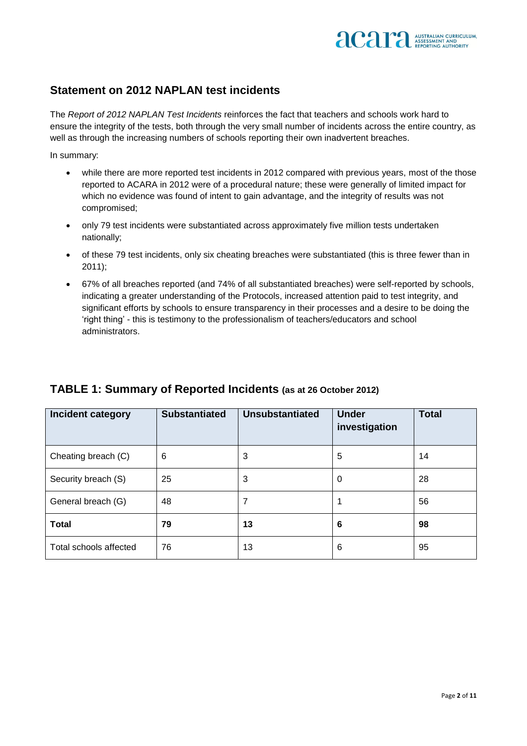## Statement on 2012 NAPLAN test incidents

The *Report of 2012 NAPLAN Test Incidents* reinforces the fact that teachers and schools work hard to ensure the integrity of the tests, both through the very small number of incidents across the entire country, as well as through the increasing numbers of schools reporting their own inadvertent breaches.

In summary:

- while there are more reported test incidents in 2012 compared with previous years, most of the those reported to ACARA in 2012 were of a procedural nature; these were generally of limited impact for which no evidence was found of intent to gain advantage, and the integrity of results was not compromised;
- only 79 test incidents were substantiated across approximately five million tests undertaken nationally;
- of these 79 test incidents, only six cheating breaches were substantiated (this is three fewer than in 2011);
- 67% of all breaches reported (and 74% of all substantiated breaches) were self-reported by schools, indicating a greater understanding of the Protocols, increased attention paid to test integrity, and significant efforts by schools to ensure transparency in their processes and a desire to be doing the 'right thing' - this is testimony to the professionalism of teachers/educators and school administrators.

## TABLE 1: Summary of Reported Incidents (as at 26 October 2012)

| Incident category | Substantiated | Unsubstantiated | Under investigation | Total |
|---|---|---|---|---|
| Cheating breach (C) | 6 | 3 | 5 | 14 |
| Security breach (S) | 25 | 3 | 0 | 28 |
| General breach (G) | 48 | 7 | 1 | 56 |
| **Total** | **79** | **13** | **6** | **98** |
| Total schools affected | 76 | 13 | 6 | 95 |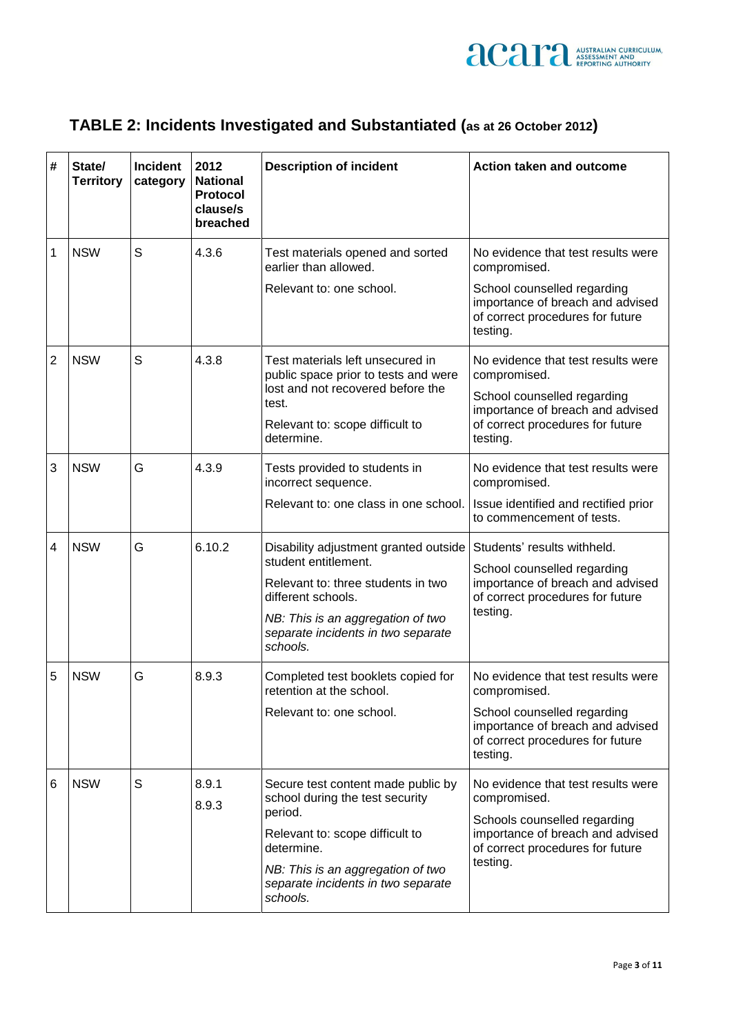## TABLE 2: Incidents Investigated and Substantiated (as at 26 October 2012)

| # | State/ Territory | Incident category | 2012 National Protocol clause/s breached | Description of incident | Action taken and outcome |
|---|---|---|---|---|---|
| 1 | NSW | S | 4.3.6 | Test materials opened and sorted earlier than allowed.<br><br>Relevant to: one school. | No evidence that test results were compromised.<br><br>School counselled regarding importance of breach and advised of correct procedures for future testing. |
| 2 | NSW | S | 4.3.8 | Test materials left unsecured in public space prior to tests and were lost and not recovered before the test.<br><br>Relevant to: scope difficult to determine. | No evidence that test results were compromised.<br><br>School counselled regarding importance of breach and advised of correct procedures for future testing. |
| 3 | NSW | G | 4.3.9 | Tests provided to students in incorrect sequence.<br><br>Relevant to: one class in one school. | No evidence that test results were compromised.<br><br>Issue identified and rectified prior to commencement of tests. |
| 4 | NSW | G | 6.10.2 | Disability adjustment granted outside student entitlement.<br><br>Relevant to: three students in two different schools.<br><br>*NB: This is an aggregation of two separate incidents in two separate schools.* | Students' results withheld.<br><br>School counselled regarding importance of breach and advised of correct procedures for future testing. |
| 5 | NSW | G | 8.9.3 | Completed test booklets copied for retention at the school.<br><br>Relevant to: one school. | No evidence that test results were compromised.<br><br>School counselled regarding importance of breach and advised of correct procedures for future testing. |
| 6 | NSW | S | 8.9.1<br><br>8.9.3 | Secure test content made public by school during the test security period.<br><br>Relevant to: scope difficult to determine.<br><br>*NB: This is an aggregation of two separate incidents in two separate schools.* | No evidence that test results were compromised.<br><br>Schools counselled regarding importance of breach and advised of correct procedures for future testing. |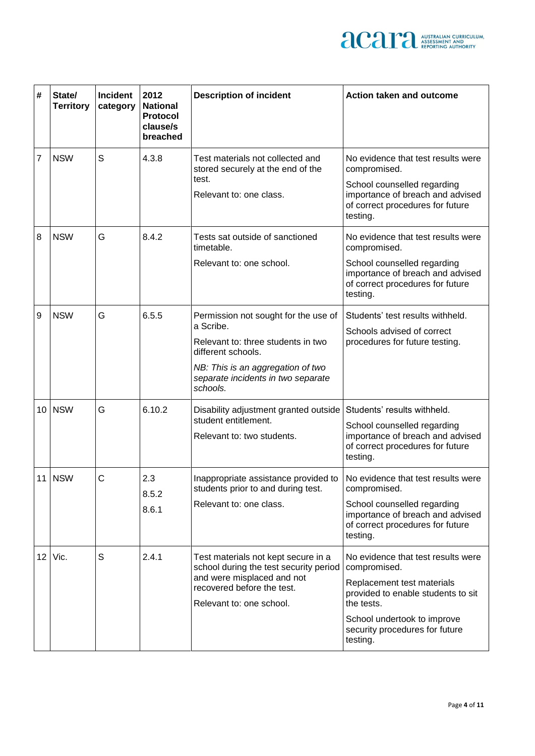| # | State/ Territory | Incident category | 2012 National Protocol clause/s breached | Description of incident | Action taken and outcome |
|---|---|---|---|---|---|
| 7 | NSW | S | 4.3.8 | Test materials not collected and stored securely at the end of the test.<br><br>Relevant to: one class. | No evidence that test results were compromised.<br><br>School counselled regarding importance of breach and advised of correct procedures for future testing. |
| 8 | NSW | G | 8.4.2 | Tests sat outside of sanctioned timetable.<br><br>Relevant to: one school. | No evidence that test results were compromised.<br><br>School counselled regarding importance of breach and advised of correct procedures for future testing. |
| 9 | NSW | G | 6.5.5 | Permission not sought for the use of a Scribe.<br><br>Relevant to: three students in two different schools.<br><br>*NB: This is an aggregation of two separate incidents in two separate schools.* | Students' test results withheld.<br><br>Schools advised of correct procedures for future testing. |
| 10 | NSW | G | 6.10.2 | Disability adjustment granted outside student entitlement.<br><br>Relevant to: two students. | Students' results withheld.<br><br>School counselled regarding importance of breach and advised of correct procedures for future testing. |
| 11 | NSW | C | 2.3<br>8.5.2<br>8.6.1 | Inappropriate assistance provided to students prior to and during test.<br><br>Relevant to: one class. | No evidence that test results were compromised.<br><br>School counselled regarding importance of breach and advised of correct procedures for future testing. |
| 12 | Vic. | S | 2.4.1 | Test materials not kept secure in a school during the test security period and were misplaced and not recovered before the test.<br><br>Relevant to: one school. | No evidence that test results were compromised.<br><br>Replacement test materials provided to enable students to sit the tests.<br><br>School undertook to improve security procedures for future testing. |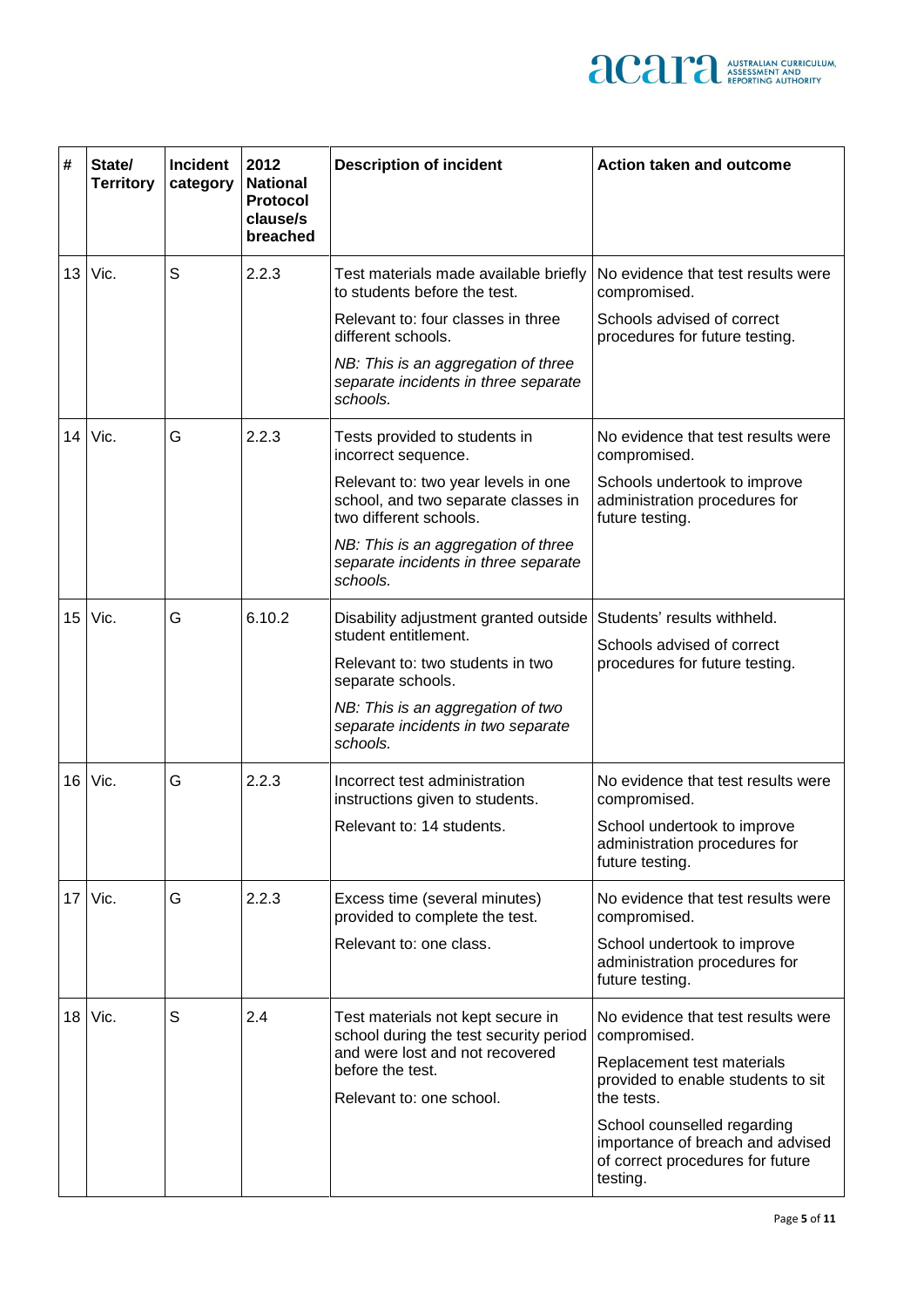| # | State/ Territory | Incident category | 2012 National Protocol clause/s breached | Description of incident | Action taken and outcome |
|---|---|---|---|---|---|
| 13 | Vic. | S | 2.2.3 | Test materials made available briefly to students before the test.<br><br>Relevant to: four classes in three different schools.<br><br>*NB: This is an aggregation of three separate incidents in three separate schools.* | No evidence that test results were compromised.<br><br>Schools advised of correct procedures for future testing. |
| 14 | Vic. | G | 2.2.3 | Tests provided to students in incorrect sequence.<br><br>Relevant to: two year levels in one school, and two separate classes in two different schools.<br><br>*NB: This is an aggregation of three separate incidents in three separate schools.* | No evidence that test results were compromised.<br><br>Schools undertook to improve administration procedures for future testing. |
| 15 | Vic. | G | 6.10.2 | Disability adjustment granted outside student entitlement.<br><br>Relevant to: two students in two separate schools.<br><br>*NB: This is an aggregation of two separate incidents in two separate schools.* | Students' results withheld.<br><br>Schools advised of correct procedures for future testing. |
| 16 | Vic. | G | 2.2.3 | Incorrect test administration instructions given to students.<br><br>Relevant to: 14 students. | No evidence that test results were compromised.<br><br>School undertook to improve administration procedures for future testing. |
| 17 | Vic. | G | 2.2.3 | Excess time (several minutes) provided to complete the test.<br><br>Relevant to: one class. | No evidence that test results were compromised.<br><br>School undertook to improve administration procedures for future testing. |
| 18 | Vic. | S | 2.4 | Test materials not kept secure in school during the test security period and were lost and not recovered before the test.<br><br>Relevant to: one school. | No evidence that test results were compromised.<br><br>Replacement test materials provided to enable students to sit the tests.<br><br>School counselled regarding importance of breach and advised of correct procedures for future testing. |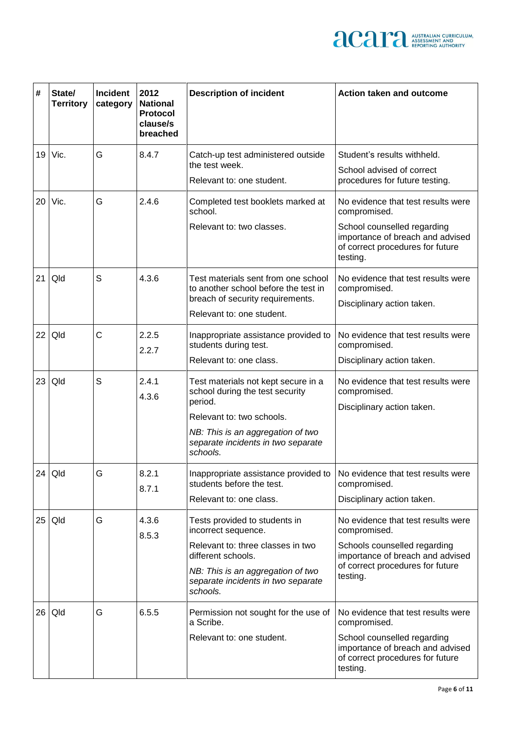| # | State/ Territory | Incident category | 2012 National Protocol clause/s breached | Description of incident | Action taken and outcome |
|---|---|---|---|---|---|
| 19 | Vic. | G | 8.4.7 | Catch-up test administered outside the test week.<br><br>Relevant to: one student. | Student's results withheld.<br><br>School advised of correct procedures for future testing. |
| 20 | Vic. | G | 2.4.6 | Completed test booklets marked at school.<br><br>Relevant to: two classes. | No evidence that test results were compromised.<br><br>School counselled regarding importance of breach and advised of correct procedures for future testing. |
| 21 | Qld | S | 4.3.6 | Test materials sent from one school to another school before the test in breach of security requirements.<br><br>Relevant to: one student. | No evidence that test results were compromised.<br><br>Disciplinary action taken. |
| 22 | Qld | C | 2.2.5<br><br>2.2.7 | Inappropriate assistance provided to students during test.<br><br>Relevant to: one class. | No evidence that test results were compromised.<br><br>Disciplinary action taken. |
| 23 | Qld | S | 2.4.1<br><br>4.3.6 | Test materials not kept secure in a school during the test security period.<br><br>Relevant to: two schools.<br><br>*NB: This is an aggregation of two separate incidents in two separate schools.* | No evidence that test results were compromised.<br><br>Disciplinary action taken. |
| 24 | Qld | G | 8.2.1<br><br>8.7.1 | Inappropriate assistance provided to students before the test.<br><br>Relevant to: one class. | No evidence that test results were compromised.<br><br>Disciplinary action taken. |
| 25 | Qld | G | 4.3.6<br><br>8.5.3 | Tests provided to students in incorrect sequence.<br><br>Relevant to: three classes in two different schools.<br><br>*NB: This is an aggregation of two separate incidents in two separate schools.* | No evidence that test results were compromised.<br><br>Schools counselled regarding importance of breach and advised of correct procedures for future testing. |
| 26 | Qld | G | 6.5.5 | Permission not sought for the use of a Scribe.<br><br>Relevant to: one student. | No evidence that test results were compromised.<br><br>School counselled regarding importance of breach and advised of correct procedures for future testing. |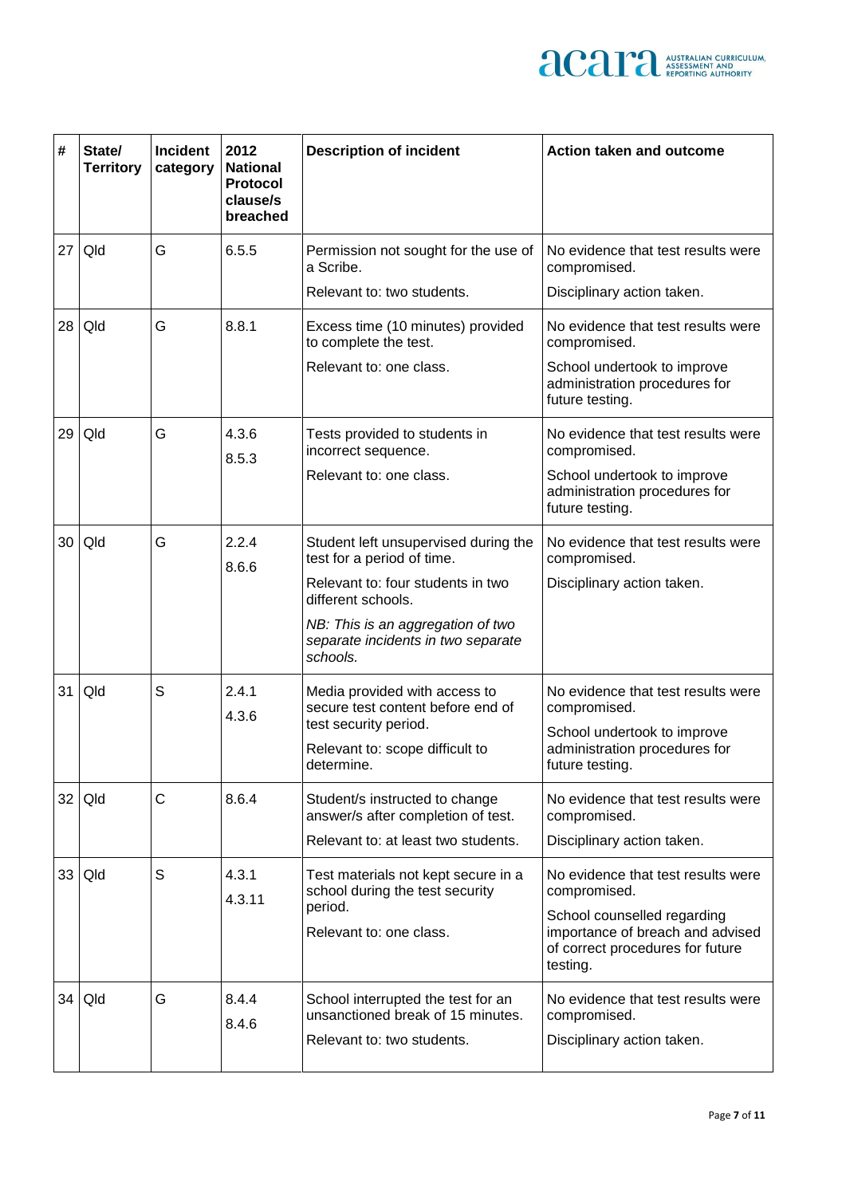| # | State/ Territory | Incident category | 2012 National Protocol clause/s breached | Description of incident | Action taken and outcome |
|---|---|---|---|---|---|
| 27 | Qld | G | 6.5.5 | Permission not sought for the use of a Scribe.<br>Relevant to: two students. | No evidence that test results were compromised.<br>Disciplinary action taken. |
| 28 | Qld | G | 8.8.1 | Excess time (10 minutes) provided to complete the test.<br>Relevant to: one class. | No evidence that test results were compromised.<br>School undertook to improve administration procedures for future testing. |
| 29 | Qld | G | 4.3.6<br>8.5.3 | Tests provided to students in incorrect sequence.<br>Relevant to: one class. | No evidence that test results were compromised.<br>School undertook to improve administration procedures for future testing. |
| 30 | Qld | G | 2.2.4<br>8.6.6 | Student left unsupervised during the test for a period of time.<br>Relevant to: four students in two different schools.<br>*NB: This is an aggregation of two separate incidents in two separate schools.* | No evidence that test results were compromised.<br>Disciplinary action taken. |
| 31 | Qld | S | 2.4.1<br>4.3.6 | Media provided with access to secure test content before end of test security period.<br>Relevant to: scope difficult to determine. | No evidence that test results were compromised.<br>School undertook to improve administration procedures for future testing. |
| 32 | Qld | C | 8.6.4 | Student/s instructed to change answer/s after completion of test.<br>Relevant to: at least two students. | No evidence that test results were compromised.<br>Disciplinary action taken. |
| 33 | Qld | S | 4.3.1<br>4.3.11 | Test materials not kept secure in a school during the test security period.<br>Relevant to: one class. | No evidence that test results were compromised.<br>School counselled regarding importance of breach and advised of correct procedures for future testing. |
| 34 | Qld | G | 8.4.4<br>8.4.6 | School interrupted the test for an unsanctioned break of 15 minutes.<br>Relevant to: two students. | No evidence that test results were compromised.<br>Disciplinary action taken. |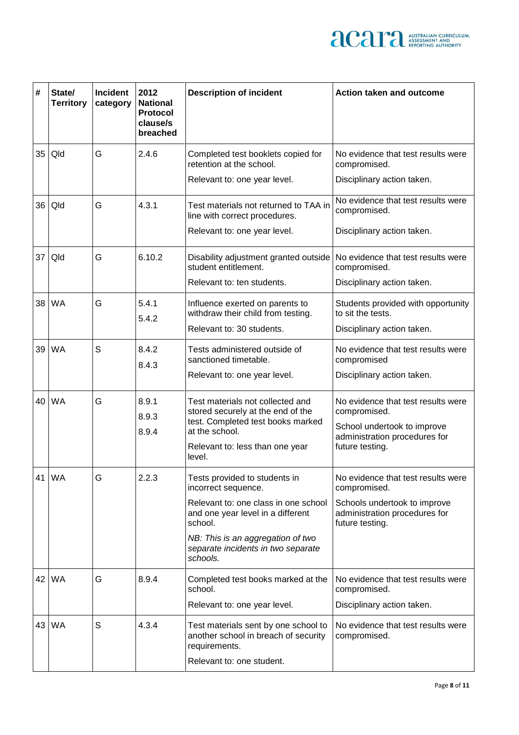| # | State/ Territory | Incident category | 2012 National Protocol clause/s breached | Description of incident | Action taken and outcome |
|---|---|---|---|---|---|
| 35 | Qld | G | 2.4.6 | Completed test booklets copied for retention at the school.<br><br>Relevant to: one year level. | No evidence that test results were compromised.<br><br>Disciplinary action taken. |
| 36 | Qld | G | 4.3.1 | Test materials not returned to TAA in line with correct procedures.<br><br>Relevant to: one year level. | No evidence that test results were compromised.<br><br>Disciplinary action taken. |
| 37 | Qld | G | 6.10.2 | Disability adjustment granted outside student entitlement.<br><br>Relevant to: ten students. | No evidence that test results were compromised.<br><br>Disciplinary action taken. |
| 38 | WA | G | 5.4.1<br>5.4.2 | Influence exerted on parents to withdraw their child from testing.<br><br>Relevant to: 30 students. | Students provided with opportunity to sit the tests.<br><br>Disciplinary action taken. |
| 39 | WA | S | 8.4.2<br>8.4.3 | Tests administered outside of sanctioned timetable.<br><br>Relevant to: one year level. | No evidence that test results were compromised<br><br>Disciplinary action taken. |
| 40 | WA | G | 8.9.1<br>8.9.3<br>8.9.4 | Test materials not collected and stored securely at the end of the test. Completed test books marked at the school.<br><br>Relevant to: less than one year level. | No evidence that test results were compromised.<br><br>School undertook to improve administration procedures for future testing. |
| 41 | WA | G | 2.2.3 | Tests provided to students in incorrect sequence.<br><br>Relevant to: one class in one school and one year level in a different school.<br><br>*NB: This is an aggregation of two separate incidents in two separate schools.* | No evidence that test results were compromised.<br><br>Schools undertook to improve administration procedures for future testing. |
| 42 | WA | G | 8.9.4 | Completed test books marked at the school.<br><br>Relevant to: one year level. | No evidence that test results were compromised.<br><br>Disciplinary action taken. |
| 43 | WA | S | 4.3.4 | Test materials sent by one school to another school in breach of security requirements.<br><br>Relevant to: one student. | No evidence that test results were compromised. |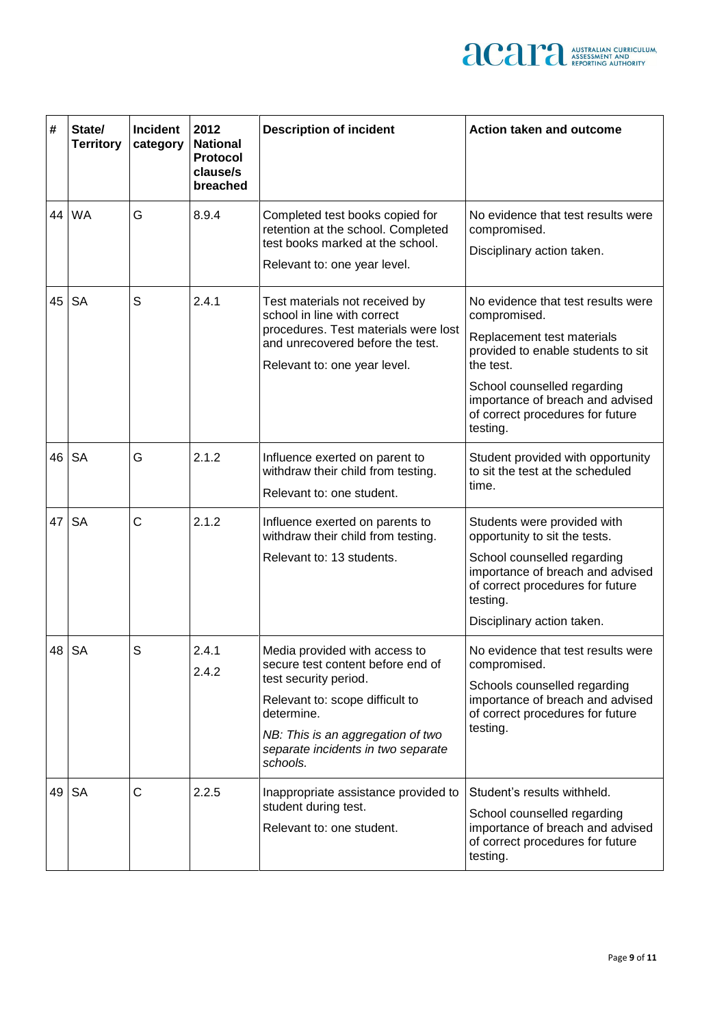| # | State/ Territory | Incident category | 2012 National Protocol clause/s breached | Description of incident | Action taken and outcome |
|---|---|---|---|---|---|
| 44 | WA | G | 8.9.4 | Completed test books copied for retention at the school. Completed test books marked at the school.<br><br>Relevant to: one year level. | No evidence that test results were compromised.<br><br>Disciplinary action taken. |
| 45 | SA | S | 2.4.1 | Test materials not received by school in line with correct procedures. Test materials were lost and unrecovered before the test.<br><br>Relevant to: one year level. | No evidence that test results were compromised.<br><br>Replacement test materials provided to enable students to sit the test.<br><br>School counselled regarding importance of breach and advised of correct procedures for future testing. |
| 46 | SA | G | 2.1.2 | Influence exerted on parent to withdraw their child from testing.<br><br>Relevant to: one student. | Student provided with opportunity to sit the test at the scheduled time. |
| 47 | SA | C | 2.1.2 | Influence exerted on parents to withdraw their child from testing.<br><br>Relevant to: 13 students. | Students were provided with opportunity to sit the tests.<br><br>School counselled regarding importance of breach and advised of correct procedures for future testing.<br><br>Disciplinary action taken. |
| 48 | SA | S | 2.4.1<br><br>2.4.2 | Media provided with access to secure test content before end of test security period.<br><br>Relevant to: scope difficult to determine.<br><br>*NB: This is an aggregation of two separate incidents in two separate schools.* | No evidence that test results were compromised.<br><br>Schools counselled regarding importance of breach and advised of correct procedures for future testing. |
| 49 | SA | C | 2.2.5 | Inappropriate assistance provided to student during test.<br><br>Relevant to: one student. | Student's results withheld.<br><br>School counselled regarding importance of breach and advised of correct procedures for future testing. |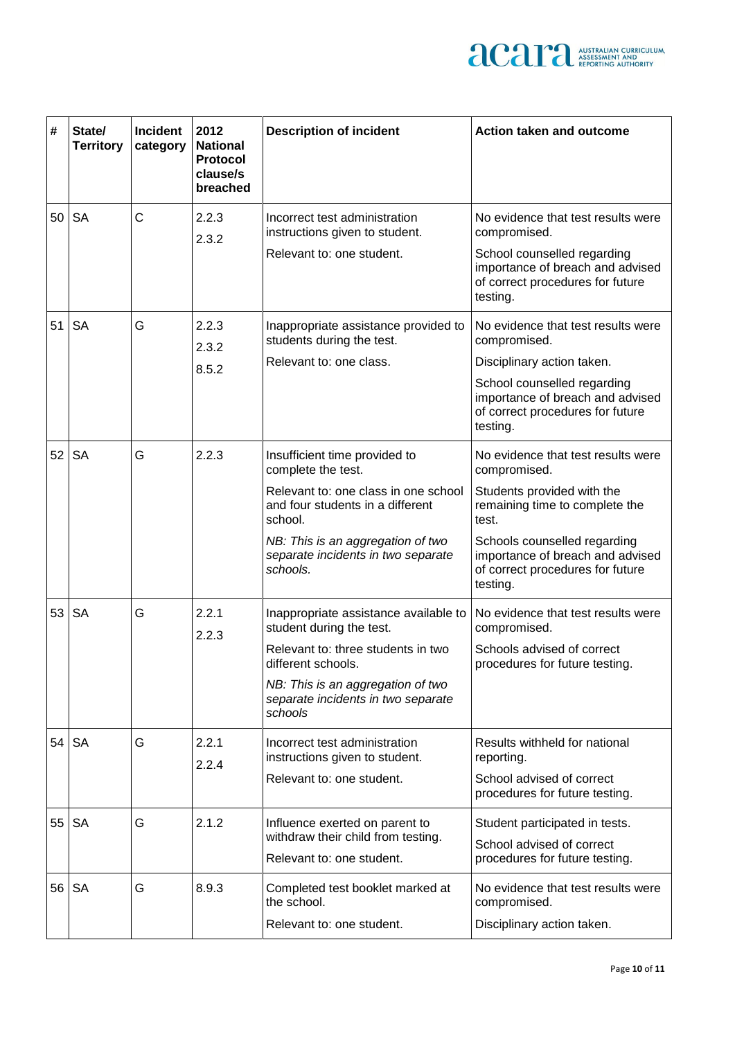| # | State/ Territory | Incident category | 2012 National Protocol clause/s breached | Description of incident | Action taken and outcome |
|---|---|---|---|---|---|
| 50 | SA | C | 2.2.3<br>2.3.2 | Incorrect test administration instructions given to student.<br>Relevant to: one student. | No evidence that test results were compromised.<br>School counselled regarding importance of breach and advised of correct procedures for future testing. |
| 51 | SA | G | 2.2.3<br>2.3.2<br>8.5.2 | Inappropriate assistance provided to students during the test.<br>Relevant to: one class. | No evidence that test results were compromised.<br>Disciplinary action taken.<br>School counselled regarding importance of breach and advised of correct procedures for future testing. |
| 52 | SA | G | 2.2.3 | Insufficient time provided to complete the test.<br>Relevant to: one class in one school and four students in a different school.<br>*NB: This is an aggregation of two separate incidents in two separate schools.* | No evidence that test results were compromised.<br>Students provided with the remaining time to complete the test.<br>Schools counselled regarding importance of breach and advised of correct procedures for future testing. |
| 53 | SA | G | 2.2.1<br>2.2.3 | Inappropriate assistance available to student during the test.<br>Relevant to: three students in two different schools.<br>*NB: This is an aggregation of two separate incidents in two separate schools* | No evidence that test results were compromised.<br>Schools advised of correct procedures for future testing. |
| 54 | SA | G | 2.2.1<br>2.2.4 | Incorrect test administration instructions given to student.<br>Relevant to: one student. | Results withheld for national reporting.<br>School advised of correct procedures for future testing. |
| 55 | SA | G | 2.1.2 | Influence exerted on parent to withdraw their child from testing.<br>Relevant to: one student. | Student participated in tests.<br>School advised of correct procedures for future testing. |
| 56 | SA | G | 8.9.3 | Completed test booklet marked at the school.<br>Relevant to: one student. | No evidence that test results were compromised.<br>Disciplinary action taken. |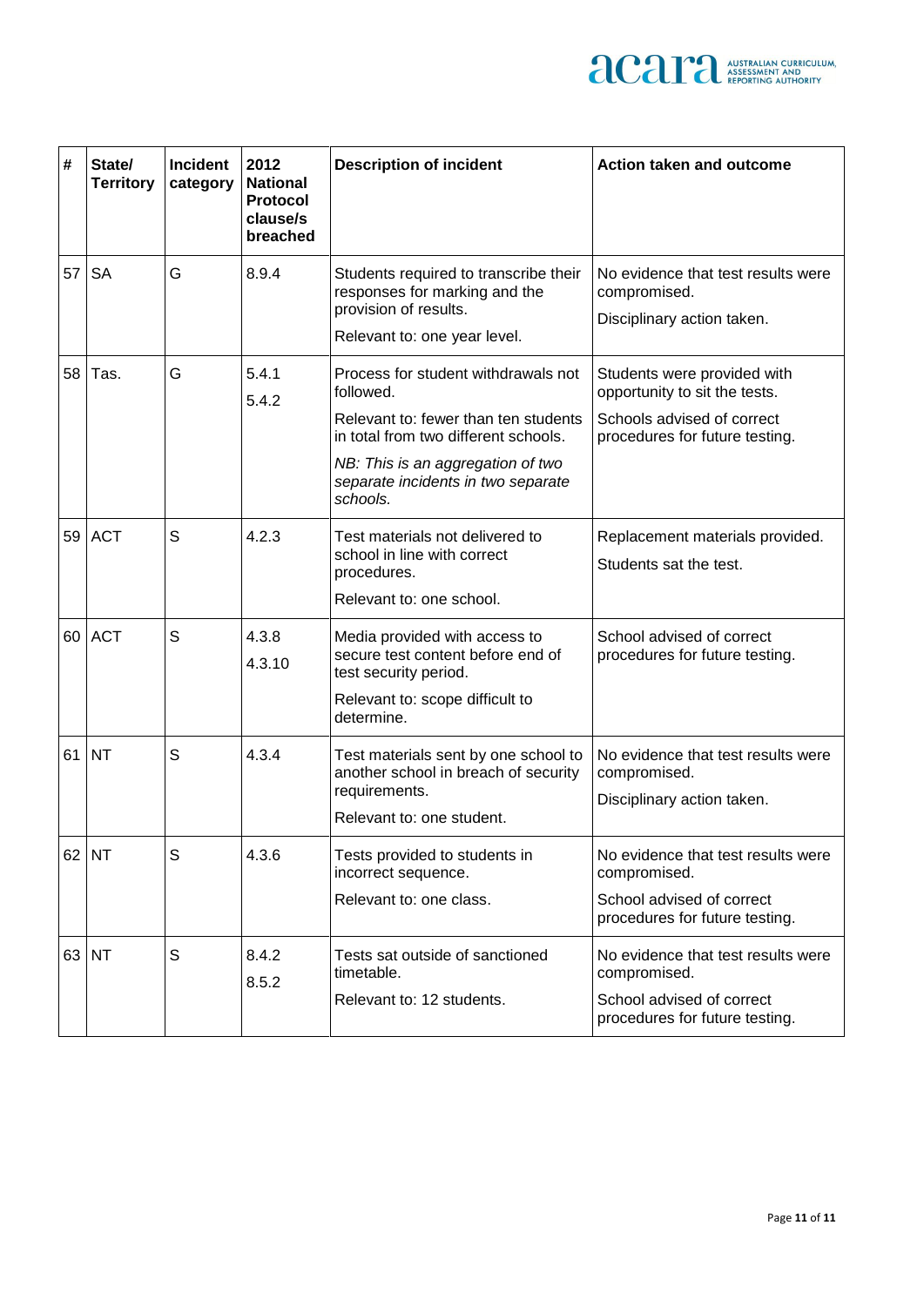| # | State/ Territory | Incident category | 2012 National Protocol clause/s breached | Description of incident | Action taken and outcome |
|---|---|---|---|---|---|
| 57 | SA | G | 8.9.4 | Students required to transcribe their responses for marking and the provision of results.<br>Relevant to: one year level. | No evidence that test results were compromised.<br>Disciplinary action taken. |
| 58 | Tas. | G | 5.4.1<br>5.4.2 | Process for student withdrawals not followed.<br>Relevant to: fewer than ten students in total from two different schools.<br>*NB: This is an aggregation of two separate incidents in two separate schools.* | Students were provided with opportunity to sit the tests.<br>Schools advised of correct procedures for future testing. |
| 59 | ACT | S | 4.2.3 | Test materials not delivered to school in line with correct procedures.<br>Relevant to: one school. | Replacement materials provided.<br>Students sat the test. |
| 60 | ACT | S | 4.3.8<br>4.3.10 | Media provided with access to secure test content before end of test security period.<br>Relevant to: scope difficult to determine. | School advised of correct procedures for future testing. |
| 61 | NT | S | 4.3.4 | Test materials sent by one school to another school in breach of security requirements.<br>Relevant to: one student. | No evidence that test results were compromised.<br>Disciplinary action taken. |
| 62 | NT | S | 4.3.6 | Tests provided to students in incorrect sequence.<br>Relevant to: one class. | No evidence that test results were compromised.<br>School advised of correct procedures for future testing. |
| 63 | NT | S | 8.4.2<br>8.5.2 | Tests sat outside of sanctioned timetable.<br>Relevant to: 12 students. | No evidence that test results were compromised.<br>School advised of correct procedures for future testing. |